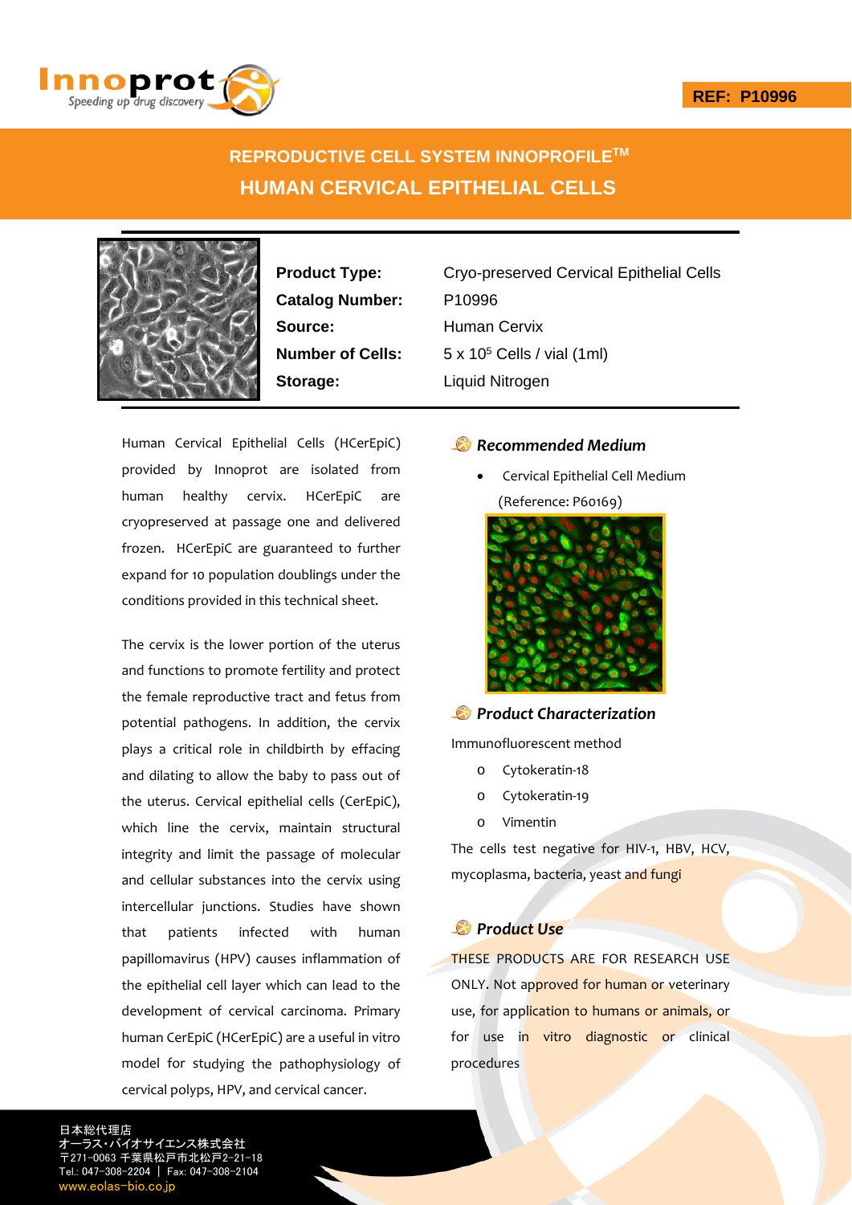REF: P10996

# REPRODUCTIVE CELL SYSTEM INNOPROFILE™

# HUMAN CERVICAL EPITHELIAL CELLS

| | |
|---|---|
| **Product Type:** | Cryo-preserved Cervical Epithelial Cells |
| **Catalog Number:** | P10996 |
| **Source:** | Human Cervix |
| **Number of Cells:** | $5 \times 10^5$ Cells / vial (1ml) |
| **Storage:** | Liquid Nitrogen |

Human Cervical Epithelial Cells (HCerEpiC) provided by Innoprot are isolated from human healthy cervix. HCerEpiC are cryopreserved at passage one and delivered frozen. HCerEpiC are guaranteed to further expand for 10 population doublings under the conditions provided in this technical sheet.

The cervix is the lower portion of the uterus and functions to promote fertility and protect the female reproductive tract and fetus from potential pathogens. In addition, the cervix plays a critical role in childbirth by effacing and dilating to allow the baby to pass out of the uterus. Cervical epithelial cells (CerEpiC), which line the cervix, maintain structural integrity and limit the passage of molecular and cellular substances into the cervix using intercellular junctions. Studies have shown that patients infected with human papillomavirus (HPV) causes inflammation of the epithelial cell layer which can lead to the development of cervical carcinoma. Primary human CerEpiC (HCerEpiC) are a useful in vitro model for studying the pathophysiology of cervical polyps, HPV, and cervical cancer.

## *Recommended Medium*

- Cervical Epithelial Cell Medium (Reference: P60169)

## *Product Characterization*

Immunofluorescent method

- Cytokeratin-18
- Cytokeratin-19
- Vimentin

The cells test negative for HIV-1, HBV, HCV, mycoplasma, bacteria, yeast and fungi

## *Product Use*

THESE PRODUCTS ARE FOR RESEARCH USE ONLY. Not approved for human or veterinary use, for application to humans or animals, or for use in vitro diagnostic or clinical procedures

日本総代理店
オーラス・バイオサイエンス株式会社
〒271-0063 千葉県松戸市北松戸2-21-18
Tel.: 047-308-2204 | Fax: 047-308-2104
www.eolas-bio.co.jp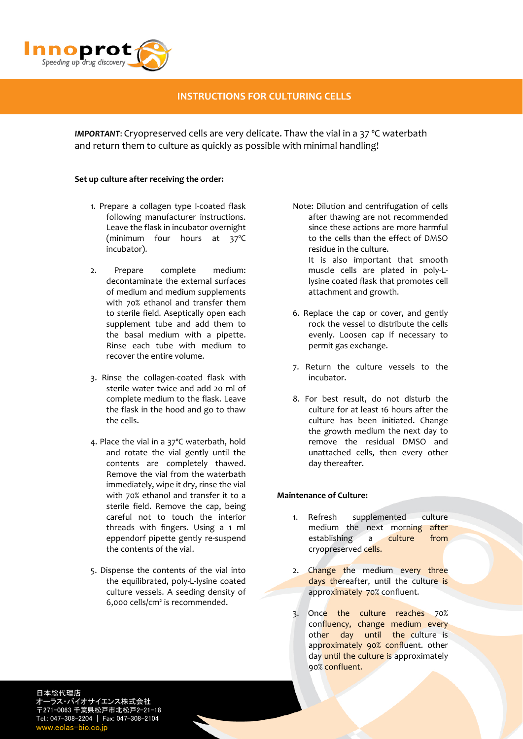## INSTRUCTIONS FOR CULTURING CELLS

***IMPORTANT***: Cryopreserved cells are very delicate. Thaw the vial in a 37 °C waterbath and return them to culture as quickly as possible with minimal handling!

**Set up culture after receiving the order:**

1. Prepare a collagen type I-coated flask following manufacturer instructions. Leave the flask in incubator overnight (minimum four hours at 37ºC incubator).
2. Prepare complete medium: decontaminate the external surfaces of medium and medium supplements with 70% ethanol and transfer them to sterile field. Aseptically open each supplement tube and add them to the basal medium with a pipette. Rinse each tube with medium to recover the entire volume.
3. Rinse the collagen-coated flask with sterile water twice and add 20 ml of complete medium to the flask. Leave the flask in the hood and go to thaw the cells.
4. Place the vial in a 37ºC waterbath, hold and rotate the vial gently until the contents are completely thawed. Remove the vial from the waterbath immediately, wipe it dry, rinse the vial with 70% ethanol and transfer it to a sterile field. Remove the cap, being careful not to touch the interior threads with fingers. Using a 1 ml eppendorf pipette gently re-suspend the contents of the vial.
5. Dispense the contents of the vial into the equilibrated, poly-L-lysine coated culture vessels. A seeding density of 6,000 cells/cm² is recommended.

Note: Dilution and centrifugation of cells after thawing are not recommended since these actions are more harmful to the cells than the effect of DMSO residue in the culture.
It is also important that smooth muscle cells are plated in poly-L-lysine coated flask that promotes cell attachment and growth.

6. Replace the cap or cover, and gently rock the vessel to distribute the cells evenly. Loosen cap if necessary to permit gas exchange.
7. Return the culture vessels to the incubator.
8. For best result, do not disturb the culture for at least 16 hours after the culture has been initiated. Change the growth medium the next day to remove the residual DMSO and unattached cells, then every other day thereafter.

**Maintenance of Culture:**

1. Refresh supplemented culture medium the next morning after establishing a culture from cryopreserved cells.
2. Change the medium every three days thereafter, until the culture is approximately 70% confluent.
3. Once the culture reaches 70% confluency, change medium every other day until the culture is approximately 90% confluent. other day until the culture is approximately 90% confluent.

日本総代理店
オーラス・バイオサイエンス株式会社
〒271-0063 千葉県松戸市北松戸2-21-18
Tel.: 047-308-2204 | Fax: 047-308-2104
www.eolas-bio.co.jp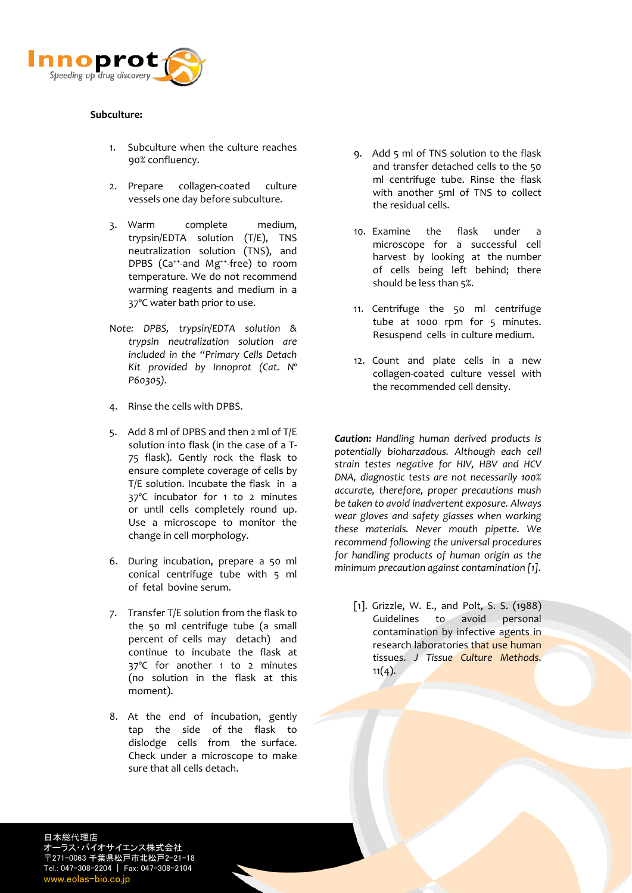**Subculture:**

1. Subculture when the culture reaches 90% confluency.

2. Prepare collagen-coated culture vessels one day before subculture.

3. Warm complete medium, trypsin/EDTA solution (T/E), TNS neutralization solution (TNS), and DPBS ($Ca^{++}$-and $Mg^{++}$-free) to room temperature. We do not recommend warming reagents and medium in a 37°C water bath prior to use.

Note: *DPBS, trypsin/EDTA solution & trypsin neutralization solution are included in the "Primary Cells Detach Kit provided by Innoprot (Cat. Nº P60305).*

4. Rinse the cells with DPBS.

5. Add 8 ml of DPBS and then 2 ml of T/E solution into flask (in the case of a T-75 flask). Gently rock the flask to ensure complete coverage of cells by T/E solution. Incubate the flask in a 37°C incubator for 1 to 2 minutes or until cells completely round up. Use a microscope to monitor the change in cell morphology.

6. During incubation, prepare a 50 ml conical centrifuge tube with 5 ml of fetal bovine serum.

7. Transfer T/E solution from the flask to the 50 ml centrifuge tube (a small percent of cells may detach) and continue to incubate the flask at 37°C for another 1 to 2 minutes (no solution in the flask at this moment).

8. At the end of incubation, gently tap the side of the flask to dislodge cells from the surface. Check under a microscope to make sure that all cells detach.

9. Add 5 ml of TNS solution to the flask and transfer detached cells to the 50 ml centrifuge tube. Rinse the flask with another 5ml of TNS to collect the residual cells.

10. Examine the flask under a microscope for a successful cell harvest by looking at the number of cells being left behind; there should be less than 5%.

11. Centrifuge the 50 ml centrifuge tube at 1000 rpm for 5 minutes. Resuspend cells in culture medium.

12. Count and plate cells in a new collagen-coated culture vessel with the recommended cell density.

***Caution:*** *Handling human derived products is potentially bioharzadous. Although each cell strain testes negative for HIV, HBV and HCV DNA, diagnostic tests are not necessarily 100% accurate, therefore, proper precautions mush be taken to avoid inadvertent exposure. Always wear gloves and safety glasses when working these materials. Never mouth pipette. We recommend following the universal procedures for handling products of human origin as the minimum precaution against contamination [1].*

[1]. Grizzle, W. E., and Polt, S. S. (1988) Guidelines to avoid personal contamination by infective agents in research laboratories that use human tissues. *J Tissue Culture Methods*. 11(4).

日本総代理店
オーラス・バイオサイエンス株式会社
〒271-0063 千葉県松戸市北松戸2-21-18
Tel.: 047-308-2204 | Fax: 047-308-2104
www.eolas-bio.co.jp